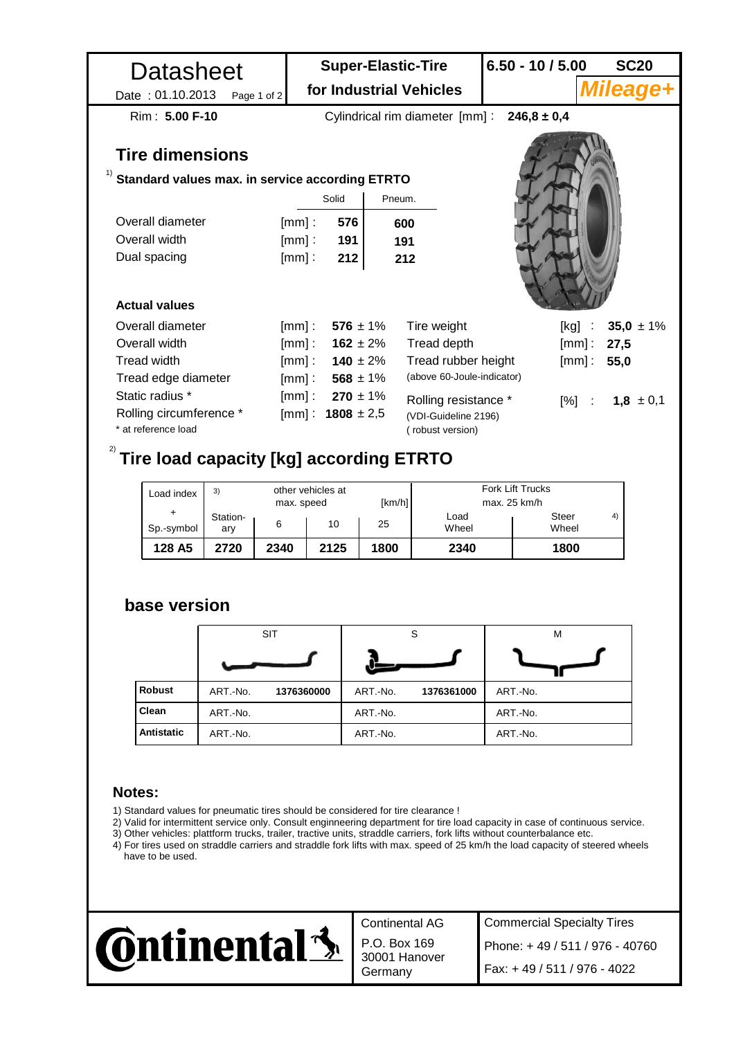| Datasheet | Super-Elastic-Tire | 6.50 - 10 / 5.00 | SC20 |
|---|---|---|---|
| Date : 01.10.2013 Page 1 of 2 | for Industrial Vehicles | | *Mileage+* |

Rim : **5.00 F-10** Cylindrical rim diameter [mm] : **246,8 ± 0,4**

## Tire dimensions

[1] **Standard values max. in service according ETRTO**

| | | Solid | Pneum. |
|---|---|---|---|
| Overall diameter | [mm] : | **576** | **600** |
| Overall width | [mm] : | **191** | **191** |
| Dual spacing | [mm] : | **212** | **212** |

**Actual values**

| | | | | | |
|---|---|---|---|---|---|
| Overall diameter | [mm] : | **576** ± 1% | Tire weight | [kg] : | **35,0** ± 1% |
| Overall width | [mm] : | **162** ± 2% | Tread depth | [mm] : | **27,5** |
| Tread width | [mm] : | **140** ± 2% | Tread rubber height | [mm] : | **55,0** |
| Tread edge diameter | [mm] : | **568** ± 1% | (above 60-Joule-indicator) | | |
| Static radius * | [mm] : | **270** ± 1% | Rolling resistance * | [%] : | **1,8** ± 0,1 |
| Rolling circumference * | [mm] : | **1808** ± 2,5 | (VDI-Guideline 2196) ( robust version) | | |

\* at reference load

## [2] Tire load capacity [kg] according ETRTO

| Load index + Sp.-symbol | [3] Station-ary | other vehicles at max. speed 6 | 10 | 25 [km/h] | Fork Lift Trucks max. 25 km/h Load Wheel | Steer Wheel [4] |
|---|---|---|---|---|---|---|
| **128 A5** | **2720** | **2340** | **2125** | **1800** | **2340** | **1800** |

### base version

| | SIT | | S | | M | |
|---|---|---|---|---|---|---|
| **Robust** | ART.-No. | **1376360000** | ART.-No. | **1376361000** | ART.-No. | |
| **Clean** | ART.-No. | | ART.-No. | | ART.-No. | |
| **Antistatic** | ART.-No. | | ART.-No. | | ART.-No. | |

### Notes:

1) Standard values for pneumatic tires should be considered for tire clearance !
2) Valid for intermittent service only. Consult engineering department for tire load capacity in case of continuous service.
3) Other vehicles: plattform trucks, trailer, tractive units, straddle carriers, fork lifts without counterbalance etc.
4) For tires used on straddle carriers and straddle fork lifts with max. speed of 25 km/h the load capacity of steered wheels have to be used.

Continental

Continental AG
P.O. Box 169
30001 Hanover
Germany

Commercial Specialty Tires
Phone: + 49 / 511 / 976 - 40760
Fax: + 49 / 511 / 976 - 4022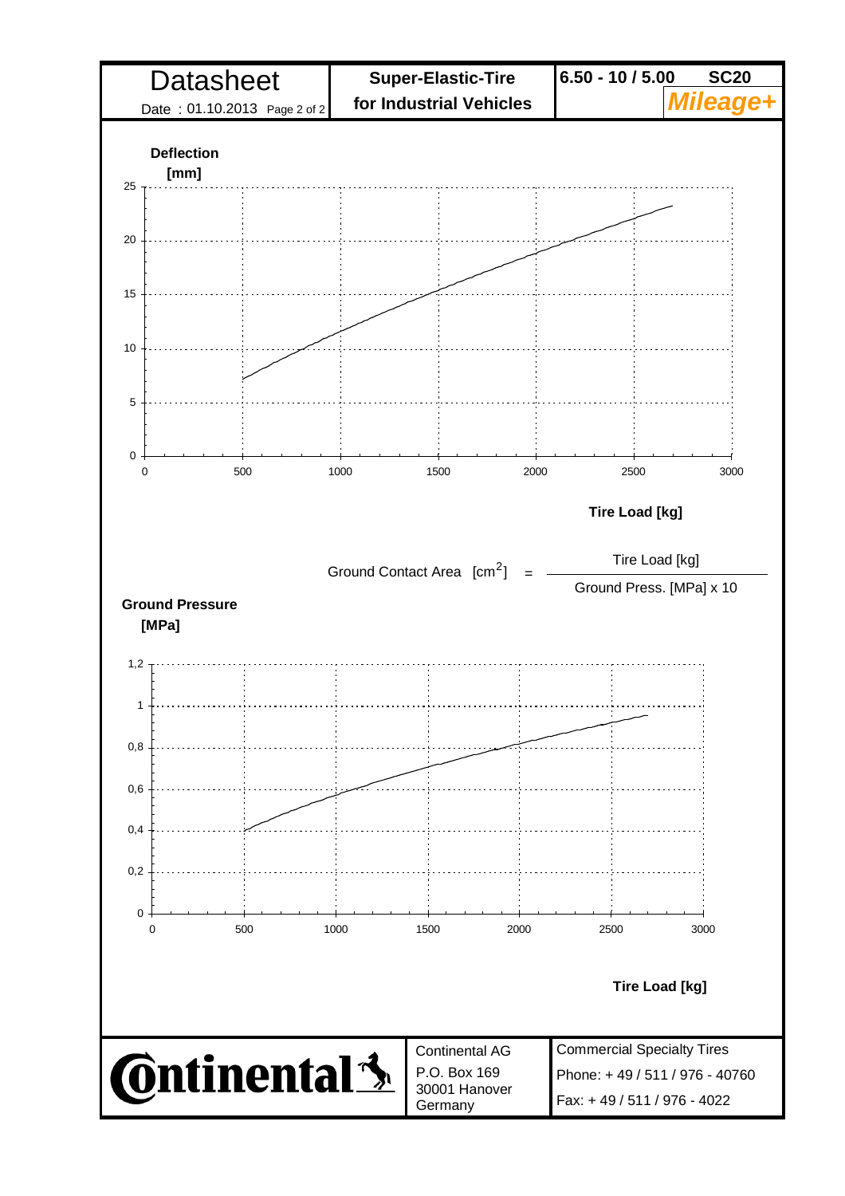# Datasheet

Date : 01.10.2013

**Super-Elastic-Tire for Industrial Vehicles**

**6.50 - 10 / 5.00** **SC20**

***Mileage+***

**Deflection [mm]**

25
20
15
10
5
0

0 500 1000 1500 2000 2500 3000

**Tire Load [kg]**

$$\text{Ground Contact Area } [cm^2] = \frac{\text{Tire Load [kg]}}{\text{Ground Press. [MPa]} \times 10}$$

**Ground Pressure [MPa]**

1,2
1
0,8
0,6
0,4
0,2
0

0 500 1000 1500 2000 2500 3000

**Tire Load [kg]**

Continental

Continental AG
P.O. Box 169
30001 Hanover
Germany

Commercial Specialty Tires
Phone: + 49 / 511 / 976 - 40760
Fax: + 49 / 511 / 976 - 4022